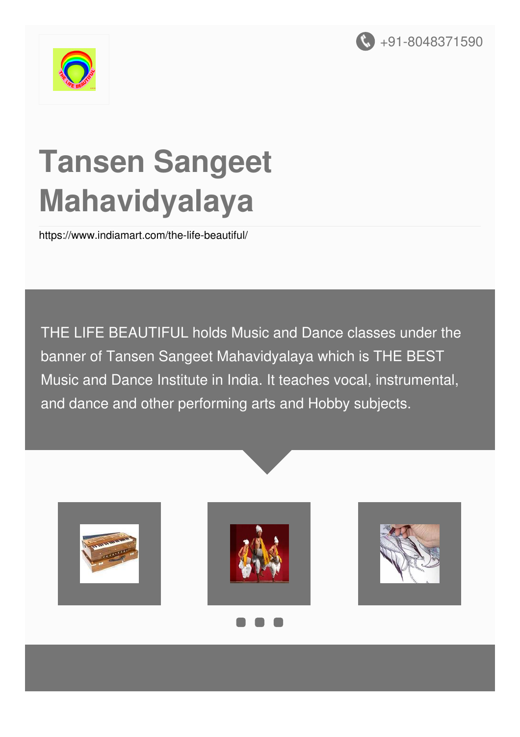+91-8048371590

# Tansen Sangeet Mahavidyalaya

https://www.indiamart.com/the-life-beautiful/

THE LIFE BEAUTIFUL holds Music and Dance classes under the banner of Tansen Sangeet Mahavidyalaya which is THE BEST Music and Dance Institute in India. It teaches vocal, instrumental, and dance and other performing arts and Hobby subjects.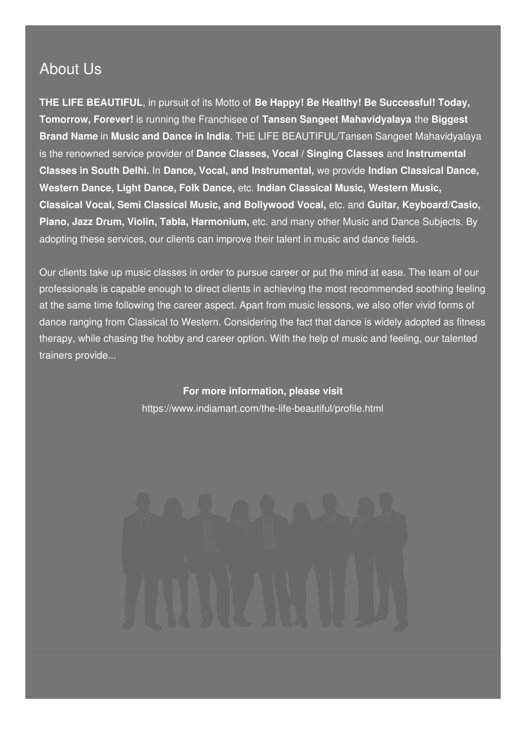## About Us

**THE LIFE BEAUTIFUL**, in pursuit of its Motto of **Be Happy! Be Healthy! Be Successful! Today, Tomorrow, Forever!** is running the Franchisee of **Tansen Sangeet Mahavidyalaya** the **Biggest Brand Name** in **Music and Dance in India**. THE LIFE BEAUTIFUL/Tansen Sangeet Mahavidyalaya is the renowned service provider of **Dance Classes, Vocal / Singing Classes** and **Instrumental Classes in South Delhi.** In **Dance, Vocal, and Instrumental,** we provide **Indian Classical Dance, Western Dance, Light Dance, Folk Dance,** etc. **Indian Classical Music, Western Music, Classical Vocal, Semi Classical Music, and Bollywood Vocal,** etc. and **Guitar, Keyboard/Casio, Piano, Jazz Drum, Violin, Tabla, Harmonium,** etc. and many other Music and Dance Subjects. By adopting these services, our clients can improve their talent in music and dance fields.

Our clients take up music classes in order to pursue career or put the mind at ease. The team of our professionals is capable enough to direct clients in achieving the most recommended soothing feeling at the same time following the career aspect. Apart from music lessons, we also offer vivid forms of dance ranging from Classical to Western. Considering the fact that dance is widely adopted as fitness therapy, while chasing the hobby and career option. With the help of music and feeling, our talented trainers provide...

**For more information, please visit**

https://www.indiamart.com/the-life-beautiful/profile.html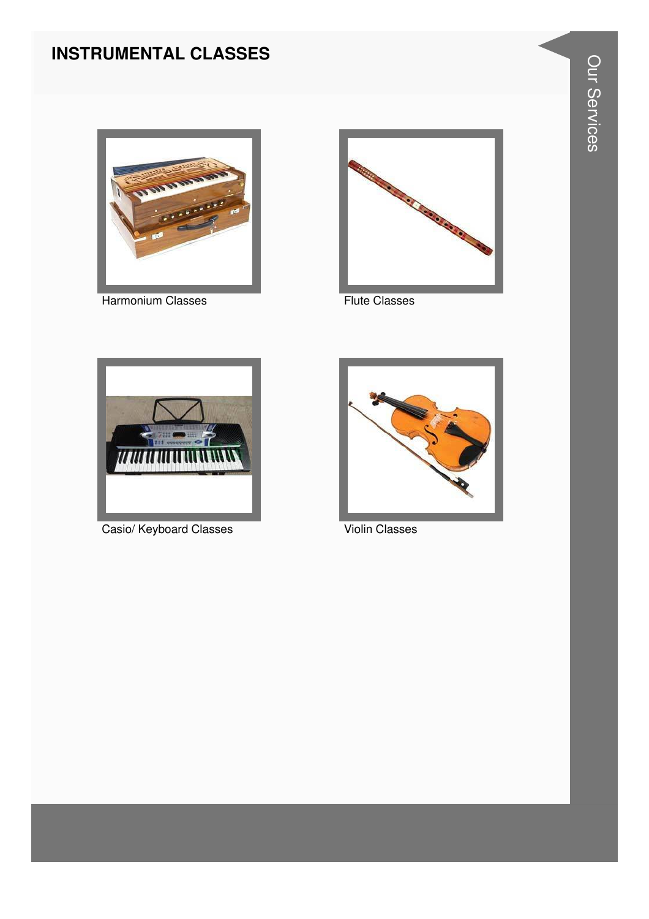# INSTRUMENTAL CLASSES

Harmonium Classes

Flute Classes

Casio/ Keyboard Classes

Violin Classes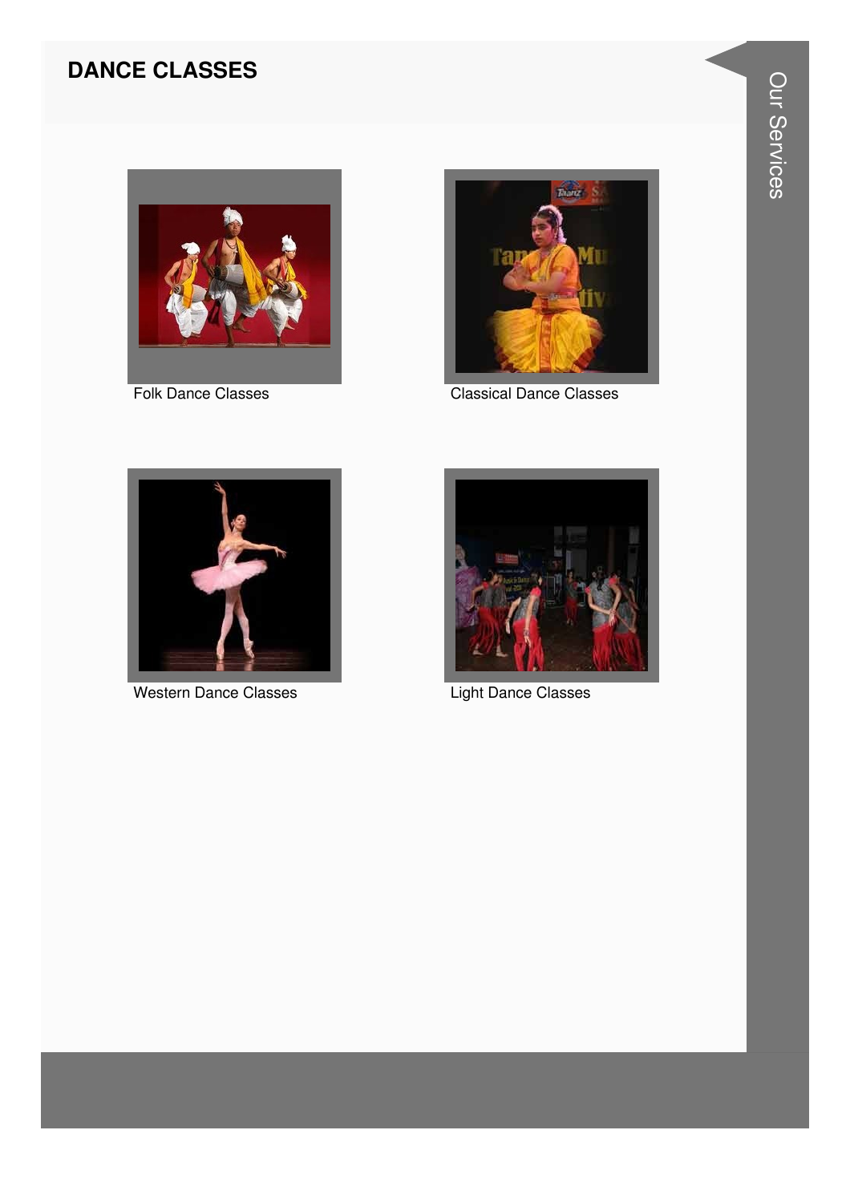# DANCE CLASSES

Folk Dance Classes

Classical Dance Classes

Western Dance Classes

Light Dance Classes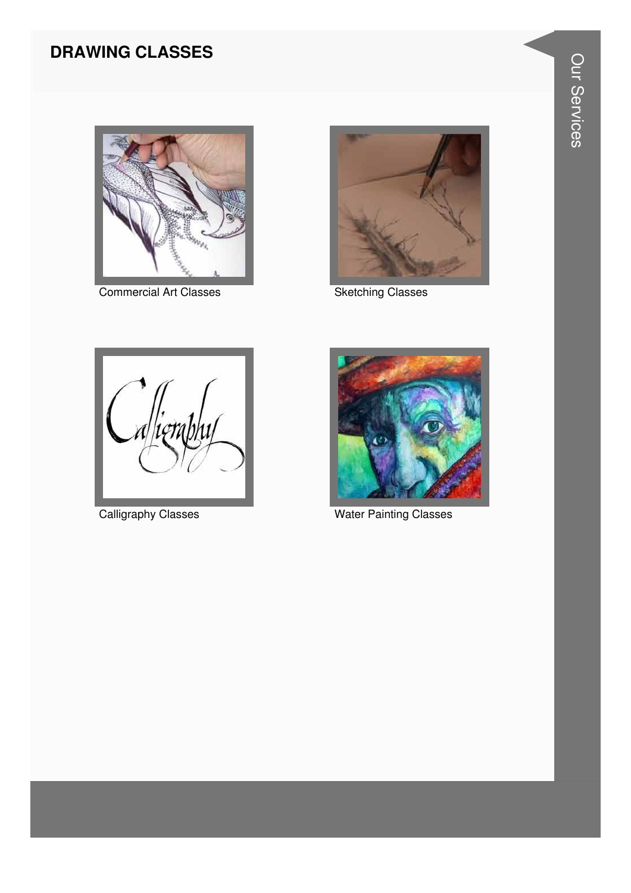## DRAWING CLASSES

Commercial Art Classes

Sketching Classes

Calligraphy Classes

Water Painting Classes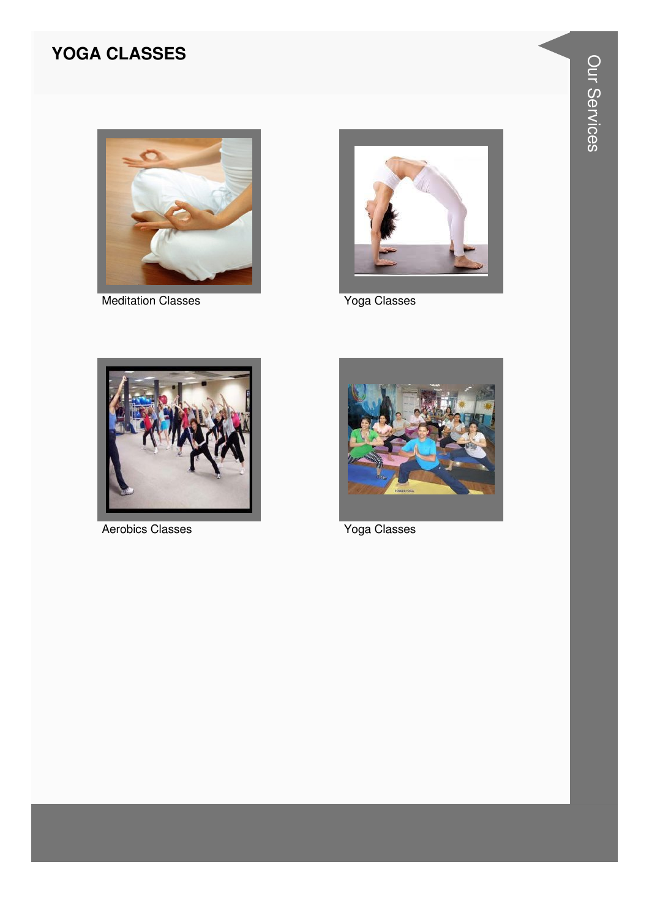# YOGA CLASSES

Meditation Classes

Yoga Classes

Aerobics Classes

Yoga Classes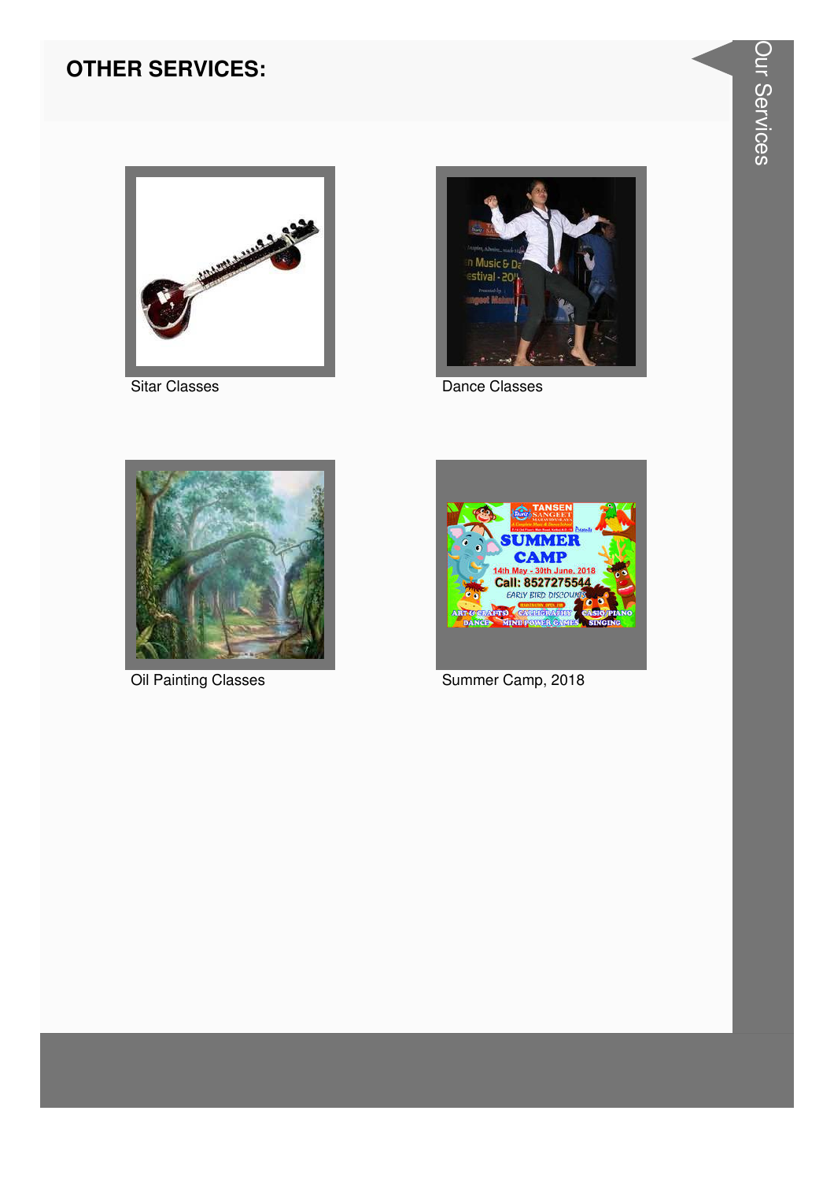## OTHER SERVICES:

Sitar Classes

Dance Classes

Oil Painting Classes

Summer Camp, 2018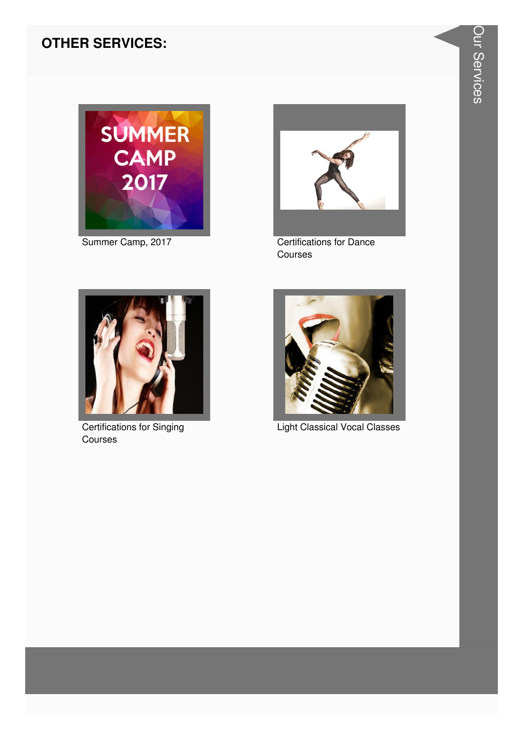## OTHER SERVICES:

Summer Camp, 2017

Certifications for Dance Courses

Certifications for Singing Courses

Light Classical Vocal Classes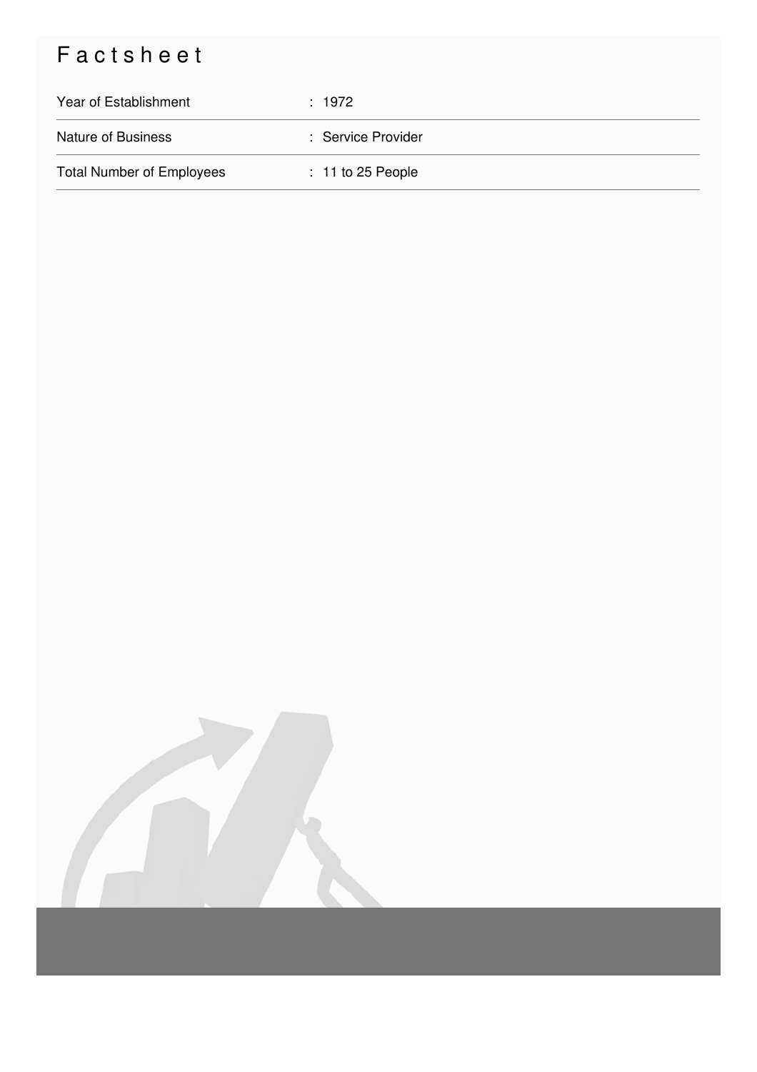# Factsheet

| | |
|---|---|
| Year of Establishment | : 1972 |
| Nature of Business | : Service Provider |
| Total Number of Employees | : 11 to 25 People |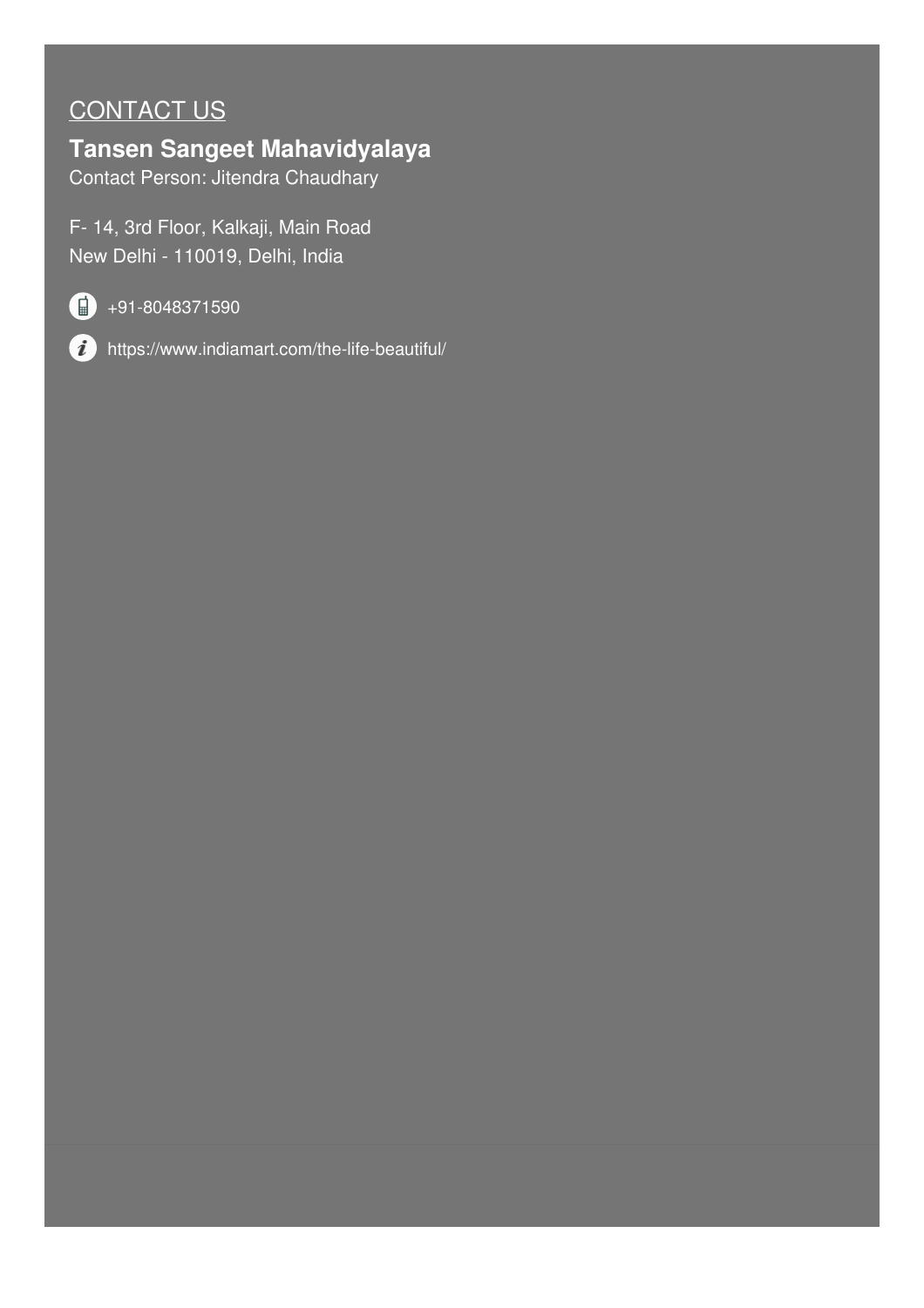## CONTACT US

### Tansen Sangeet Mahavidyalaya

Contact Person: Jitendra Chaudhary

F- 14, 3rd Floor, Kalkaji, Main Road
New Delhi - 110019, Delhi, India

+91-8048371590

https://www.indiamart.com/the-life-beautiful/